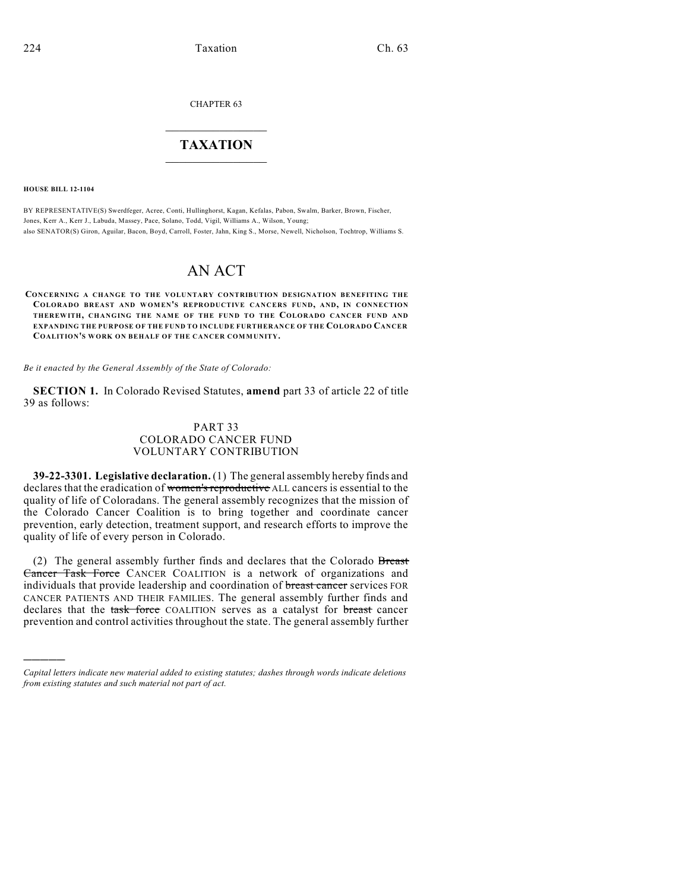CHAPTER 63

# TAXATION

**HOUSE BILL 12-1104**

BY REPRESENTATIVE(S) Swerdfeger, Acree, Conti, Hullinghorst, Kagan, Kefalas, Pabon, Swalm, Barker, Brown, Fischer, Jones, Kerr A., Kerr J., Labuda, Massey, Pace, Solano, Todd, Vigil, Williams A., Wilson, Young;
also SENATOR(S) Giron, Aguilar, Bacon, Boyd, Carroll, Foster, Jahn, King S., Morse, Newell, Nicholson, Tochtrop, Williams S.

# AN ACT

**CONCERNING A CHANGE TO THE VOLUNTARY CONTRIBUTION DESIGNATION BENEFITING THE COLORADO BREAST AND WOMEN'S REPRODUCTIVE CANCERS FUND, AND, IN CONNECTION THEREWITH, CHANGING THE NAME OF THE FUND TO THE COLORADO CANCER FUND AND EXPANDING THE PURPOSE OF THE FUND TO INCLUDE FURTHERANCE OF THE COLORADO CANCER COALITION'S WORK ON BEHALF OF THE CANCER COMMUNITY.**

*Be it enacted by the General Assembly of the State of Colorado:*

**SECTION 1.** In Colorado Revised Statutes, **amend** part 33 of article 22 of title 39 as follows:

PART 33
COLORADO CANCER FUND
VOLUNTARY CONTRIBUTION

**39-22-3301. Legislative declaration.** (1) The general assembly hereby finds and declares that the eradication of ~~women's reproductive~~ ALL cancers is essential to the quality of life of Coloradans. The general assembly recognizes that the mission of the Colorado Cancer Coalition is to bring together and coordinate cancer prevention, early detection, treatment support, and research efforts to improve the quality of life of every person in Colorado.

(2) The general assembly further finds and declares that the Colorado ~~Breast Cancer Task Force~~ CANCER COALITION is a network of organizations and individuals that provide leadership and coordination of ~~breast cancer~~ services FOR CANCER PATIENTS AND THEIR FAMILIES. The general assembly further finds and declares that the ~~task force~~ COALITION serves as a catalyst for ~~breast~~ cancer prevention and control activities throughout the state. The general assembly further

*Capital letters indicate new material added to existing statutes; dashes through words indicate deletions from existing statutes and such material not part of act.*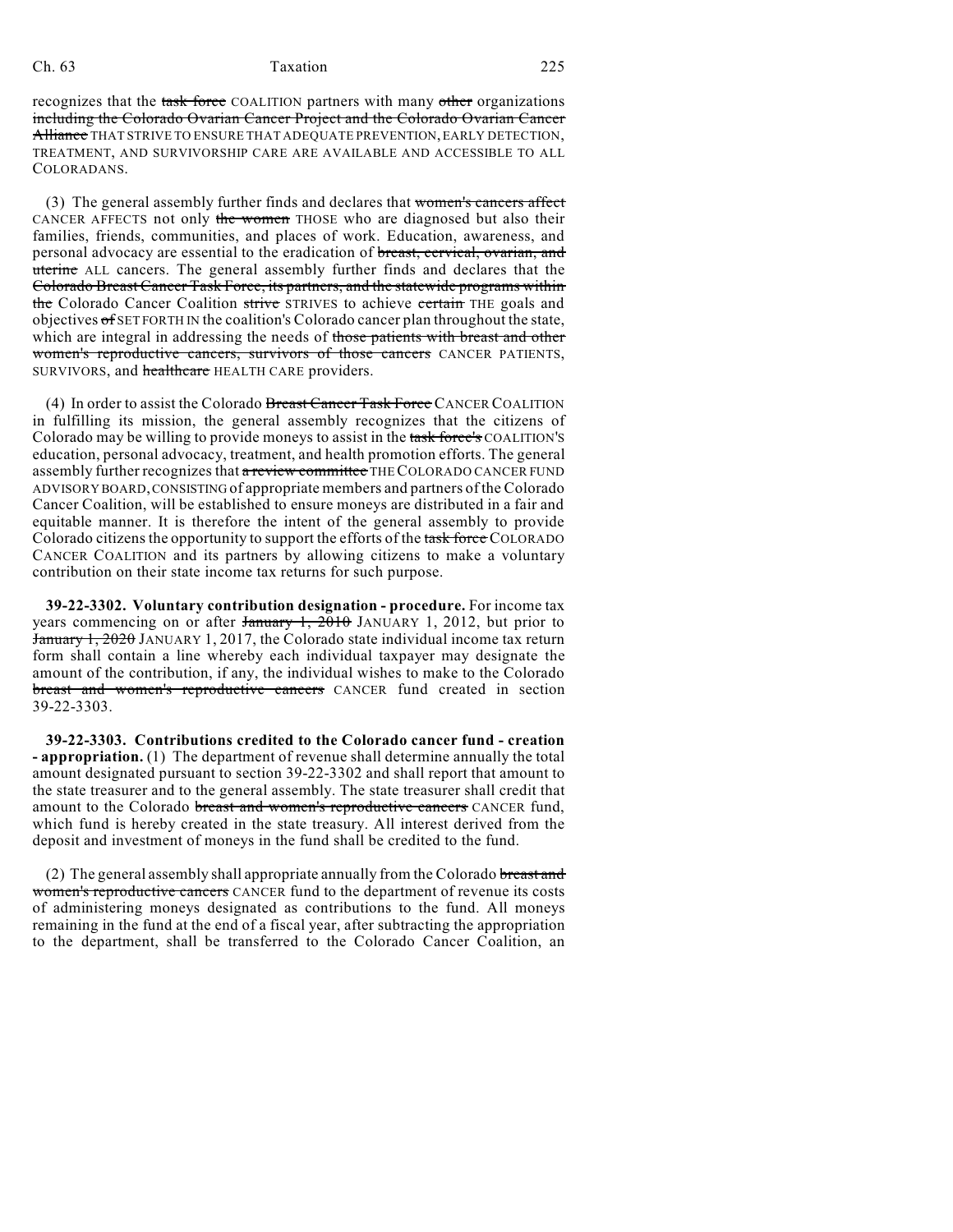recognizes that the ~~task force~~ COALITION partners with many ~~other~~ organizations ~~including the Colorado Ovarian Cancer Project and the Colorado Ovarian Cancer Alliance~~ THAT STRIVE TO ENSURE THAT ADEQUATE PREVENTION, EARLY DETECTION, TREATMENT, AND SURVIVORSHIP CARE ARE AVAILABLE AND ACCESSIBLE TO ALL COLORADANS.

(3) The general assembly further finds and declares that ~~women's cancers affect~~ CANCER AFFECTS not only ~~the women~~ THOSE who are diagnosed but also their families, friends, communities, and places of work. Education, awareness, and personal advocacy are essential to the eradication of ~~breast, cervical, ovarian, and uterine~~ ALL cancers. The general assembly further finds and declares that the ~~Colorado Breast Cancer Task Force, its partners, and the statewide programs within the~~ Colorado Cancer Coalition ~~strive~~ STRIVES to achieve ~~certain~~ THE goals and objectives ~~of~~ SET FORTH IN the coalition's Colorado cancer plan throughout the state, which are integral in addressing the needs of ~~those patients with breast and other women's reproductive cancers, survivors of those cancers~~ CANCER PATIENTS, SURVIVORS, and ~~healthcare~~ HEALTH CARE providers.

(4) In order to assist the Colorado ~~Breast Cancer Task Force~~ CANCER COALITION in fulfilling its mission, the general assembly recognizes that the citizens of Colorado may be willing to provide moneys to assist in the ~~task force's~~ COALITION'S education, personal advocacy, treatment, and health promotion efforts. The general assembly further recognizes that ~~a review committee~~ THE COLORADO CANCER FUND ADVISORY BOARD, CONSISTING of appropriate members and partners of the Colorado Cancer Coalition, will be established to ensure moneys are distributed in a fair and equitable manner. It is therefore the intent of the general assembly to provide Colorado citizens the opportunity to support the efforts of the ~~task force~~ COLORADO CANCER COALITION and its partners by allowing citizens to make a voluntary contribution on their state income tax returns for such purpose.

**39-22-3302. Voluntary contribution designation - procedure.** For income tax years commencing on or after ~~January 1, 2010~~ JANUARY 1, 2012, but prior to ~~January 1, 2020~~ JANUARY 1, 2017, the Colorado state individual income tax return form shall contain a line whereby each individual taxpayer may designate the amount of the contribution, if any, the individual wishes to make to the Colorado ~~breast and women's reproductive cancers~~ CANCER fund created in section 39-22-3303.

**39-22-3303. Contributions credited to the Colorado cancer fund - creation - appropriation.** (1) The department of revenue shall determine annually the total amount designated pursuant to section 39-22-3302 and shall report that amount to the state treasurer and to the general assembly. The state treasurer shall credit that amount to the Colorado ~~breast and women's reproductive cancers~~ CANCER fund, which fund is hereby created in the state treasury. All interest derived from the deposit and investment of moneys in the fund shall be credited to the fund.

(2) The general assembly shall appropriate annually from the Colorado ~~breast and women's reproductive cancers~~ CANCER fund to the department of revenue its costs of administering moneys designated as contributions to the fund. All moneys remaining in the fund at the end of a fiscal year, after subtracting the appropriation to the department, shall be transferred to the Colorado Cancer Coalition, an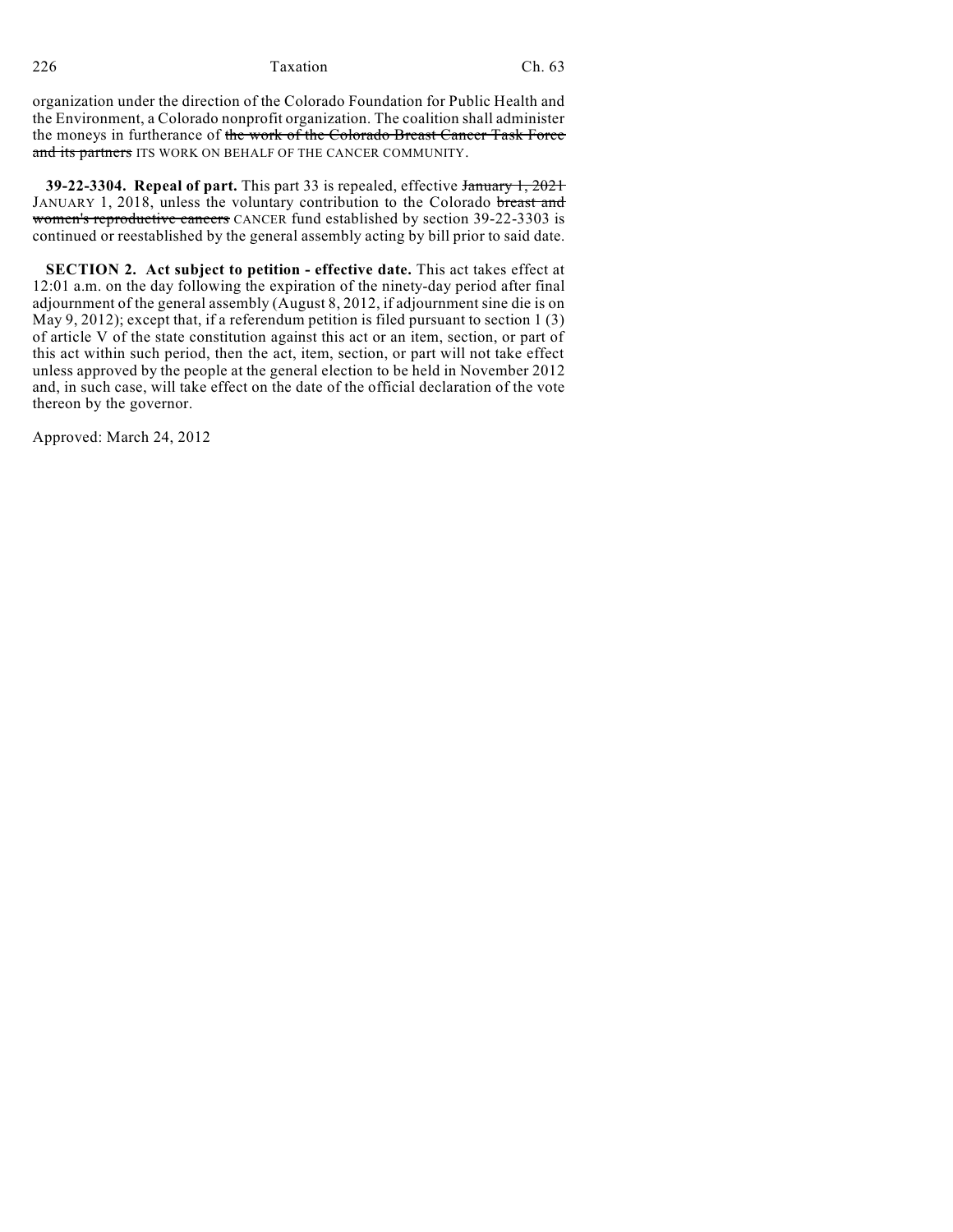organization under the direction of the Colorado Foundation for Public Health and the Environment, a Colorado nonprofit organization. The coalition shall administer the moneys in furtherance of ~~the work of the Colorado Breast Cancer Task Force and its partners~~ ITS WORK ON BEHALF OF THE CANCER COMMUNITY.

**39-22-3304. Repeal of part.** This part 33 is repealed, effective ~~January 1, 2021~~ JANUARY 1, 2018, unless the voluntary contribution to the Colorado ~~breast and women's reproductive cancers~~ CANCER fund established by section 39-22-3303 is continued or reestablished by the general assembly acting by bill prior to said date.

**SECTION 2. Act subject to petition - effective date.** This act takes effect at 12:01 a.m. on the day following the expiration of the ninety-day period after final adjournment of the general assembly (August 8, 2012, if adjournment sine die is on May 9, 2012); except that, if a referendum petition is filed pursuant to section 1 (3) of article V of the state constitution against this act or an item, section, or part of this act within such period, then the act, item, section, or part will not take effect unless approved by the people at the general election to be held in November 2012 and, in such case, will take effect on the date of the official declaration of the vote thereon by the governor.

Approved: March 24, 2012